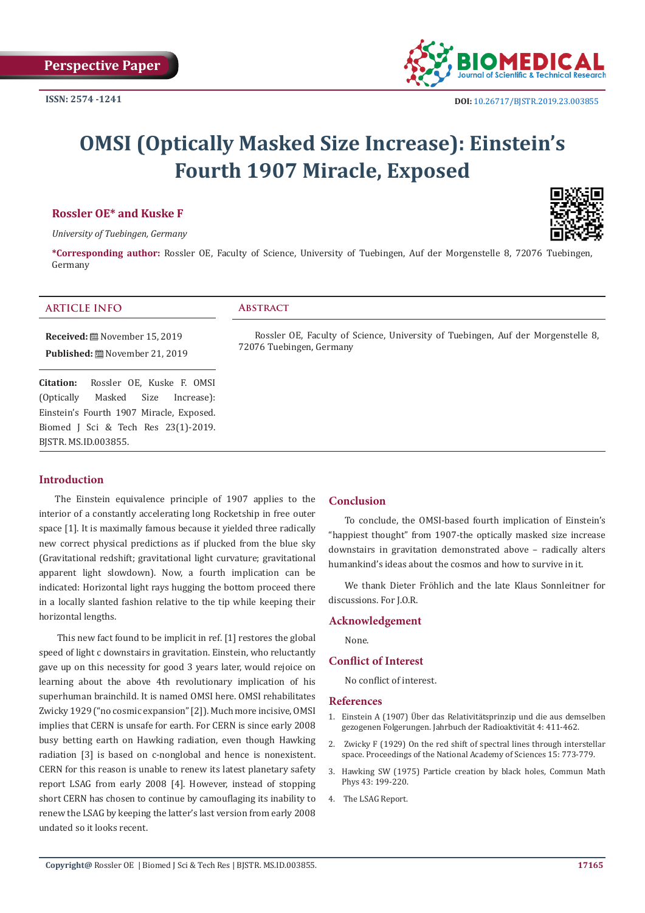Perspective Paper

ISSN: 2574 -1241

DOI: 10.26717/BJSTR.2019.23.003855

# OMSI (Optically Masked Size Increase): Einstein's Fourth 1907 Miracle, Exposed

**Rossler OE\* and Kuske F**

*University of Tuebingen, Germany*

**\*Corresponding author:** Rossler OE, Faculty of Science, University of Tuebingen, Auf der Morgenstelle 8, 72076 Tuebingen, Germany

## ARTICLE INFO

**Received:** November 15, 2019

**Published:** November 21, 2019

**Citation:** Rossler OE, Kuske F. OMSI (Optically Masked Size Increase): Einstein's Fourth 1907 Miracle, Exposed. Biomed J Sci & Tech Res 23(1)-2019. BJSTR. MS.ID.003855.

## Abstract

Rossler OE, Faculty of Science, University of Tuebingen, Auf der Morgenstelle 8, 72076 Tuebingen, Germany

## Introduction

The Einstein equivalence principle of 1907 applies to the interior of a constantly accelerating long Rocketship in free outer space [1]. It is maximally famous because it yielded three radically new correct physical predictions as if plucked from the blue sky (Gravitational redshift; gravitational light curvature; gravitational apparent light slowdown). Now, a fourth implication can be indicated: Horizontal light rays hugging the bottom proceed there in a locally slanted fashion relative to the tip while keeping their horizontal lengths.

This new fact found to be implicit in ref. [1] restores the global speed of light c downstairs in gravitation. Einstein, who reluctantly gave up on this necessity for good 3 years later, would rejoice on learning about the above 4th revolutionary implication of his superhuman brainchild. It is named OMSI here. OMSI rehabilitates Zwicky 1929 ("no cosmic expansion" [2]). Much more incisive, OMSI implies that CERN is unsafe for earth. For CERN is since early 2008 busy betting earth on Hawking radiation, even though Hawking radiation [3] is based on c-nonglobal and hence is nonexistent. CERN for this reason is unable to renew its latest planetary safety report LSAG from early 2008 [4]. However, instead of stopping short CERN has chosen to continue by camouflaging its inability to renew the LSAG by keeping the latter's last version from early 2008 undated so it looks recent.

## Conclusion

To conclude, the OMSI-based fourth implication of Einstein's "happiest thought" from 1907-the optically masked size increase downstairs in gravitation demonstrated above – radically alters humankind's ideas about the cosmos and how to survive in it.

We thank Dieter Fröhlich and the late Klaus Sonnleitner for discussions. For J.O.R.

## Acknowledgement

None.

## Conflict of Interest

No conflict of interest.

## References

1. Einstein A (1907) Über das Relativitätsprinzip und die aus demselben gezogenen Folgerungen. Jahrbuch der Radioaktivität 4: 411-462.
2. Zwicky F (1929) On the red shift of spectral lines through interstellar space. Proceedings of the National Academy of Sciences 15: 773-779.
3. Hawking SW (1975) Particle creation by black holes, Commun Math Phys 43: 199-220.
4. The LSAG Report.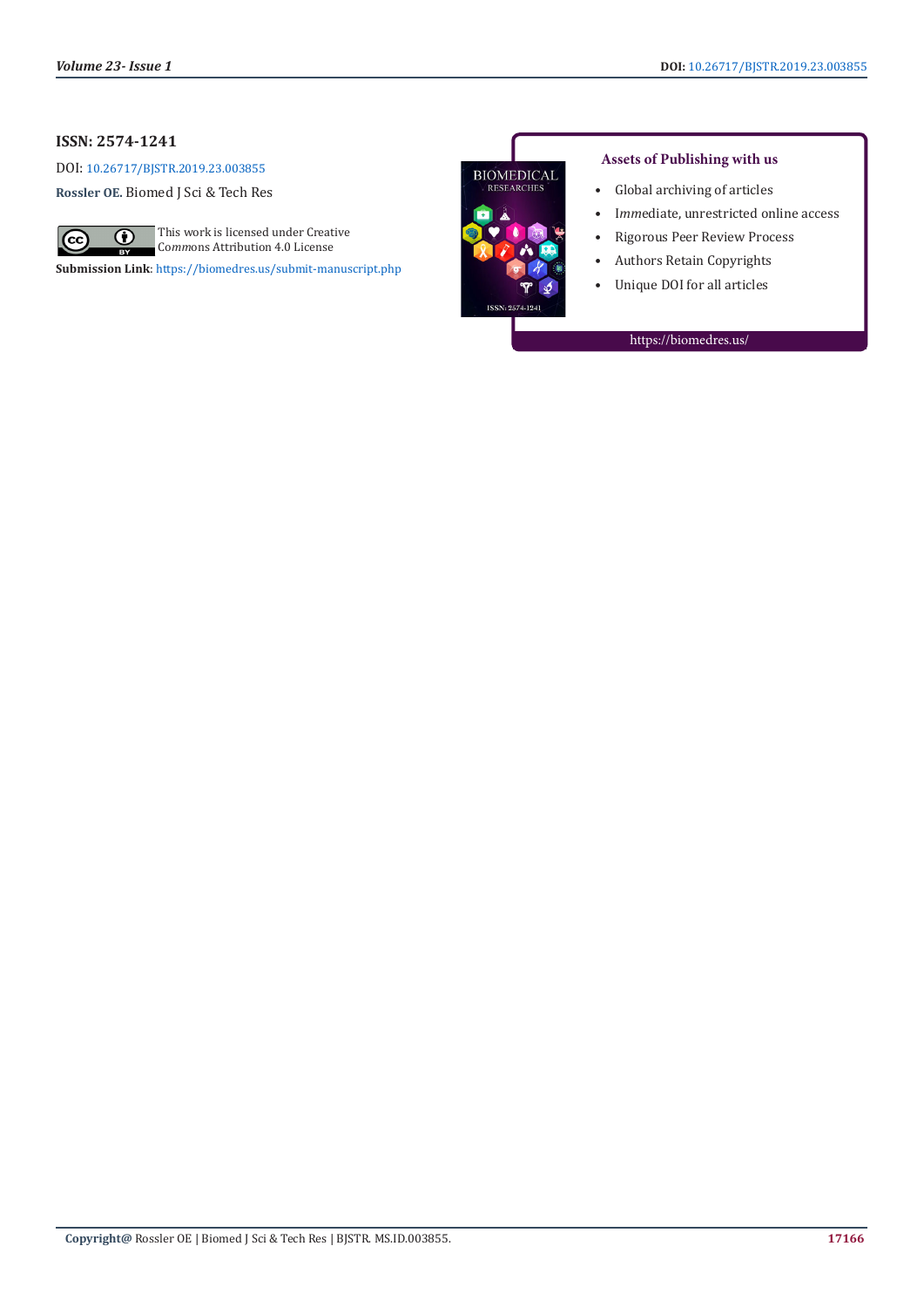**ISSN: 2574-1241**

DOI: 10.26717/BJSTR.2019.23.003855

**Rossler OE.** Biomed J Sci & Tech Res

This work is licensed under Creative Commons Attribution 4.0 License

**Submission Link**: https://biomedres.us/submit-manuscript.php

**Assets of Publishing with us**

- Global archiving of articles
- Immediate, unrestricted online access
- Rigorous Peer Review Process
- Authors Retain Copyrights
- Unique DOI for all articles

https://biomedres.us/